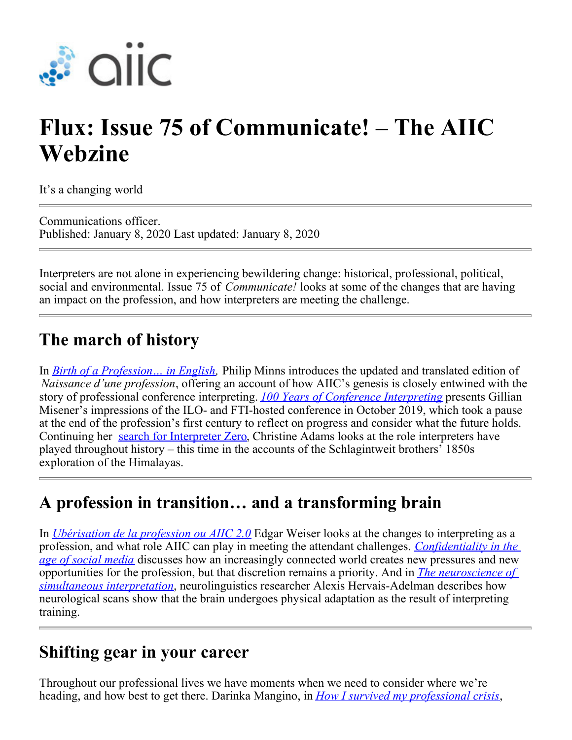# Flux: Issue 75 of Communicate! – The AIIC Webzine

It's a changing world

---

Communications officer.
Published: January 8, 2020 Last updated: January 8, 2020

---

Interpreters are not alone in experiencing bewildering change: historical, professional, political, social and environmental. Issue 75 of *Communicate!* looks at some of the changes that are having an impact on the profession, and how interpreters are meeting the challenge.

---

## The march of history

In *Birth of a Profession… in English*, Philip Minns introduces the updated and translated edition of *Naissance d'une profession*, offering an account of how AIIC's genesis is closely entwined with the story of professional conference interpreting. *100 Years of Conference Interpreting* presents Gillian Misener's impressions of the ILO- and FTI-hosted conference in October 2019, which took a pause at the end of the profession's first century to reflect on progress and consider what the future holds. Continuing her search for Interpreter Zero, Christine Adams looks at the role interpreters have played throughout history – this time in the accounts of the Schlagintweit brothers' 1850s exploration of the Himalayas.

---

## A profession in transition… and a transforming brain

In *Ubérisation de la profession ou AIIC 2.0* Edgar Weiser looks at the changes to interpreting as a profession, and what role AIIC can play in meeting the attendant challenges. *Confidentiality in the age of social media* discusses how an increasingly connected world creates new pressures and new opportunities for the profession, but that discretion remains a priority. And in *The neuroscience of simultaneous interpretation*, neurolinguistics researcher Alexis Hervais-Adelman describes how neurological scans show that the brain undergoes physical adaptation as the result of interpreting training.

---

## Shifting gear in your career

Throughout our professional lives we have moments when we need to consider where we're heading, and how best to get there. Darinka Mangino, in *How I survived my professional crisis*,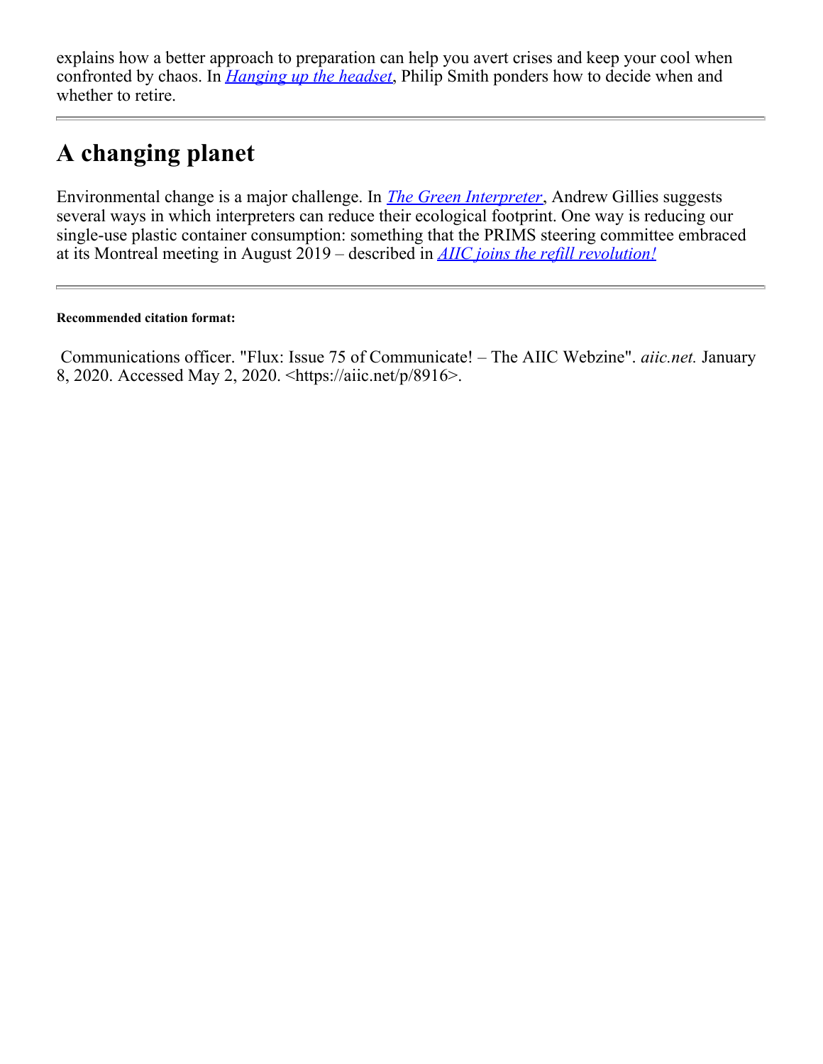explains how a better approach to preparation can help you avert crises and keep your cool when confronted by chaos. In *Hanging up the headset*, Philip Smith ponders how to decide when and whether to retire.

---

## A changing planet

Environmental change is a major challenge. In *The Green Interpreter*, Andrew Gillies suggests several ways in which interpreters can reduce their ecological footprint. One way is reducing our single-use plastic container consumption: something that the PRIMS steering committee embraced at its Montreal meeting in August 2019 – described in *AIIC joins the refill revolution!*

---

**Recommended citation format:**

Communications officer. "Flux: Issue 75 of Communicate! – The AIIC Webzine". *aiic.net.* January 8, 2020. Accessed May 2, 2020. <https://aiic.net/p/8916>.